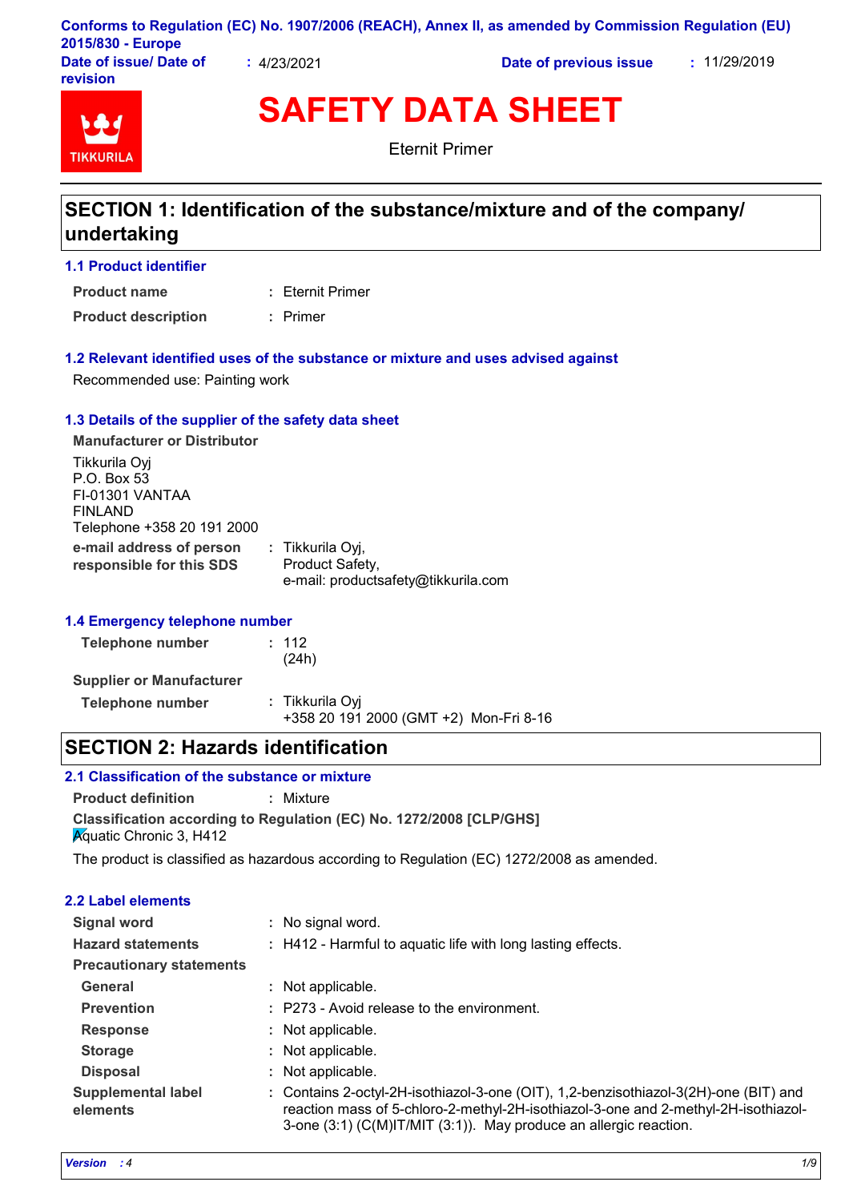Conforms to Regulation (EC) No. 1907/2006 (REACH), Annex II, as amended by Commission Regulation (EU) 2015/830 - Europe

**Date of issue/ Date of revision** : 4/23/2021 **Date of previous issue** : 11/29/2019

# SAFETY DATA SHEET

Eternit Primer

## SECTION 1: Identification of the substance/mixture and of the company/ undertaking

### 1.1 Product identifier

**Product name** : Eternit Primer

**Product description** : Primer

### 1.2 Relevant identified uses of the substance or mixture and uses advised against

Recommended use: Painting work

### 1.3 Details of the supplier of the safety data sheet

**Manufacturer or Distributor**

Tikkurila Oyj
P.O. Box 53
FI-01301 VANTAA
FINLAND
Telephone +358 20 191 2000

**e-mail address of person responsible for this SDS** : Tikkurila Oyj,
Product Safety,
e-mail: productsafety@tikkurila.com

### 1.4 Emergency telephone number

**Telephone number** : 112
(24h)

**Supplier or Manufacturer**

**Telephone number** : Tikkurila Oyj
+358 20 191 2000 (GMT +2) Mon-Fri 8-16

## SECTION 2: Hazards identification

### 2.1 Classification of the substance or mixture

**Product definition** : Mixture

**Classification according to Regulation (EC) No. 1272/2008 [CLP/GHS]**
Aquatic Chronic 3, H412

The product is classified as hazardous according to Regulation (EC) 1272/2008 as amended.

### 2.2 Label elements

**Signal word** : No signal word.

**Hazard statements** : H412 - Harmful to aquatic life with long lasting effects.

**Precautionary statements**

**General** : Not applicable.

**Prevention** : P273 - Avoid release to the environment.

**Response** : Not applicable.

**Storage** : Not applicable.

**Disposal** : Not applicable.

**Supplemental label elements** : Contains 2-octyl-2H-isothiazol-3-one (OIT), 1,2-benzisothiazol-3(2H)-one (BIT) and reaction mass of 5-chloro-2-methyl-2H-isothiazol-3-one and 2-methyl-2H-isothiazol-3-one (3:1) (C(M)IT/MIT (3:1)). May produce an allergic reaction.

*Version : 4*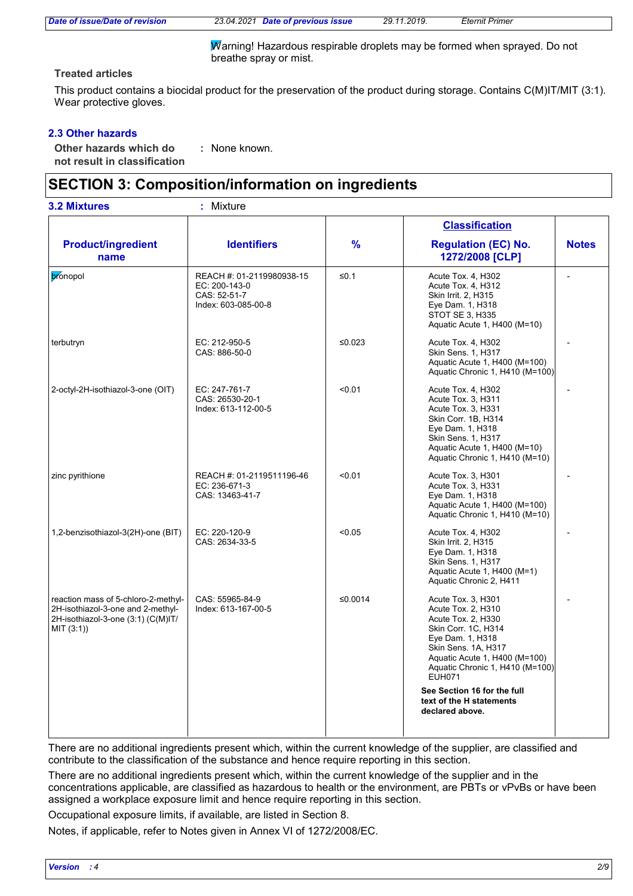Warning! Hazardous respirable droplets may be formed when sprayed. Do not breathe spray or mist.

**Treated articles**

This product contains a biocidal product for the preservation of the product during storage. Contains C(M)IT/MIT (3:1). Wear protective gloves.

### 2.3 Other hazards

**Other hazards which do not result in classification** : None known.

## SECTION 3: Composition/information on ingredients

**3.2 Mixtures** : Mixture

| Product/ingredient name | Identifiers | % | Classification Regulation (EC) No. 1272/2008 [CLP] | Notes |
|---|---|---|---|---|
| bronopol | REACH #: 01-2119980938-15<br>EC: 200-143-0<br>CAS: 52-51-7<br>Index: 603-085-00-8 | ≤0.1 | Acute Tox. 4, H302<br>Acute Tox. 4, H312<br>Skin Irrit. 2, H315<br>Eye Dam. 1, H318<br>STOT SE 3, H335<br>Aquatic Acute 1, H400 (M=10) | - |
| terbutryn | EC: 212-950-5<br>CAS: 886-50-0 | ≤0.023 | Acute Tox. 4, H302<br>Skin Sens. 1, H317<br>Aquatic Acute 1, H400 (M=100)<br>Aquatic Chronic 1, H410 (M=100) | - |
| 2-octyl-2H-isothiazol-3-one (OIT) | EC: 247-761-7<br>CAS: 26530-20-1<br>Index: 613-112-00-5 | <0.01 | Acute Tox. 4, H302<br>Acute Tox. 3, H311<br>Acute Tox. 3, H331<br>Skin Corr. 1B, H314<br>Eye Dam. 1, H318<br>Skin Sens. 1, H317<br>Aquatic Acute 1, H400 (M=10)<br>Aquatic Chronic 1, H410 (M=10) | - |
| zinc pyrithione | REACH #: 01-2119511196-46<br>EC: 236-671-3<br>CAS: 13463-41-7 | <0.01 | Acute Tox. 3, H301<br>Acute Tox. 3, H331<br>Eye Dam. 1, H318<br>Aquatic Acute 1, H400 (M=100)<br>Aquatic Chronic 1, H410 (M=10) | - |
| 1,2-benzisothiazol-3(2H)-one (BIT) | EC: 220-120-9<br>CAS: 2634-33-5 | <0.05 | Acute Tox. 4, H302<br>Skin Irrit. 2, H315<br>Eye Dam. 1, H318<br>Skin Sens. 1, H317<br>Aquatic Acute 1, H400 (M=1)<br>Aquatic Chronic 2, H411 | - |
| reaction mass of 5-chloro-2-methyl-2H-isothiazol-3-one and 2-methyl-2H-isothiazol-3-one (3:1) (C(M)IT/MIT (3:1)) | CAS: 55965-84-9<br>Index: 613-167-00-5 | ≤0.0014 | Acute Tox. 3, H301<br>Acute Tox. 2, H310<br>Acute Tox. 2, H330<br>Skin Corr. 1C, H314<br>Eye Dam. 1, H318<br>Skin Sens. 1A, H317<br>Aquatic Acute 1, H400 (M=100)<br>Aquatic Chronic 1, H410 (M=100)<br>EUH071<br>**See Section 16 for the full text of the H statements declared above.** | - |

There are no additional ingredients present which, within the current knowledge of the supplier, are classified and contribute to the classification of the substance and hence require reporting in this section.

There are no additional ingredients present which, within the current knowledge of the supplier and in the concentrations applicable, are classified as hazardous to health or the environment, are PBTs or vPvBs or have been assigned a workplace exposure limit and hence require reporting in this section.

Occupational exposure limits, if available, are listed in Section 8.

Notes, if applicable, refer to Notes given in Annex VI of 1272/2008/EC.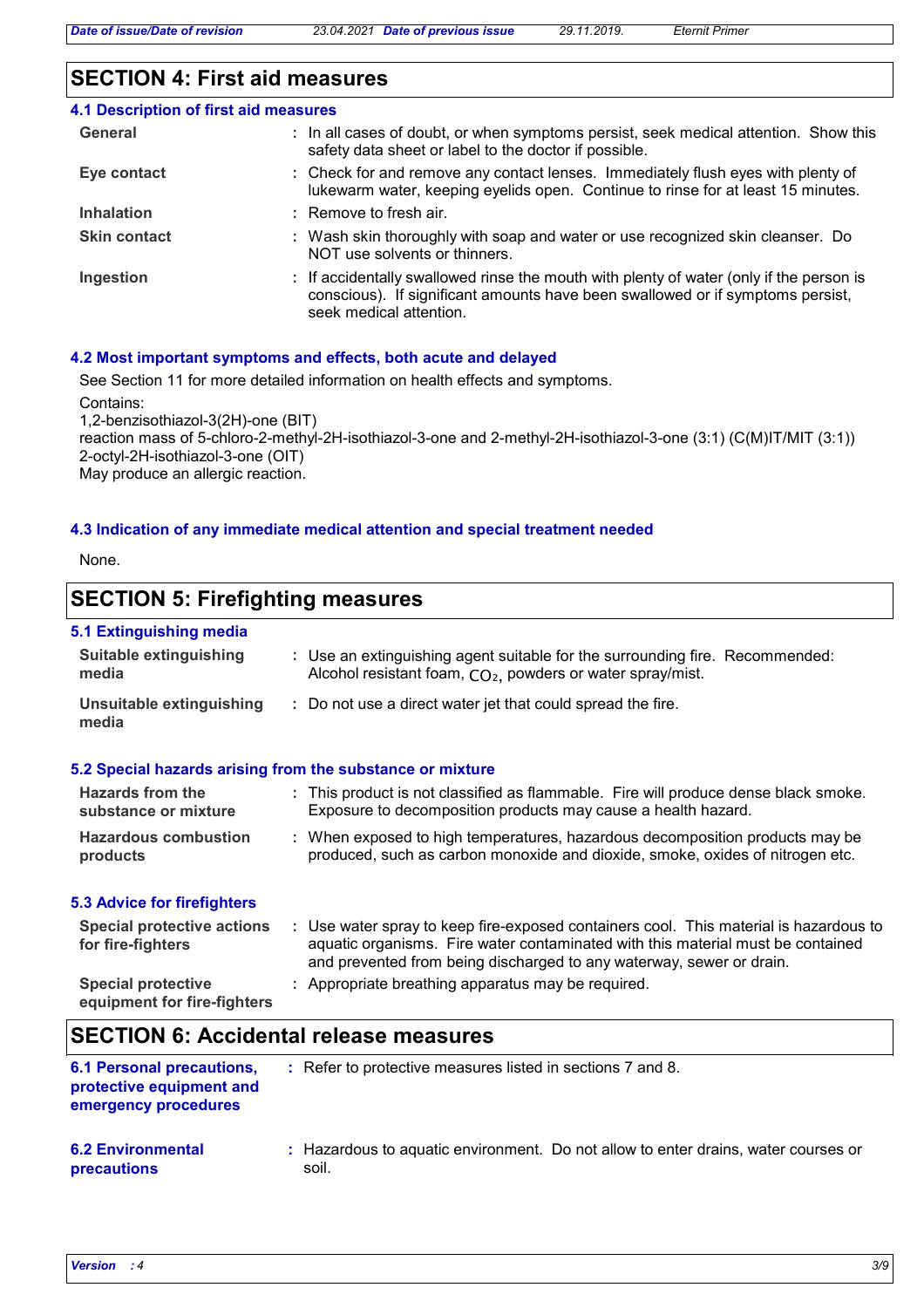## SECTION 4: First aid measures

### 4.1 Description of first aid measures

**General** : In all cases of doubt, or when symptoms persist, seek medical attention. Show this safety data sheet or label to the doctor if possible.

**Eye contact** : Check for and remove any contact lenses. Immediately flush eyes with plenty of lukewarm water, keeping eyelids open. Continue to rinse for at least 15 minutes.

**Inhalation** : Remove to fresh air.

**Skin contact** : Wash skin thoroughly with soap and water or use recognized skin cleanser. Do NOT use solvents or thinners.

**Ingestion** : If accidentally swallowed rinse the mouth with plenty of water (only if the person is conscious). If significant amounts have been swallowed or if symptoms persist, seek medical attention.

### 4.2 Most important symptoms and effects, both acute and delayed

See Section 11 for more detailed information on health effects and symptoms.

Contains:
1,2-benzisothiazol-3(2H)-one (BIT)
reaction mass of 5-chloro-2-methyl-2H-isothiazol-3-one and 2-methyl-2H-isothiazol-3-one (3:1) (C(M)IT/MIT (3:1))
2-octyl-2H-isothiazol-3-one (OIT)
May produce an allergic reaction.

### 4.3 Indication of any immediate medical attention and special treatment needed

None.

## SECTION 5: Firefighting measures

### 5.1 Extinguishing media

**Suitable extinguishing media** : Use an extinguishing agent suitable for the surrounding fire. Recommended: Alcohol resistant foam, $CO_2$, powders or water spray/mist.

**Unsuitable extinguishing media** : Do not use a direct water jet that could spread the fire.

### 5.2 Special hazards arising from the substance or mixture

**Hazards from the substance or mixture** : This product is not classified as flammable. Fire will produce dense black smoke. Exposure to decomposition products may cause a health hazard.

**Hazardous combustion products** : When exposed to high temperatures, hazardous decomposition products may be produced, such as carbon monoxide and dioxide, smoke, oxides of nitrogen etc.

### 5.3 Advice for firefighters

**Special protective actions for fire-fighters** : Use water spray to keep fire-exposed containers cool. This material is hazardous to aquatic organisms. Fire water contaminated with this material must be contained and prevented from being discharged to any waterway, sewer or drain.

**Special protective equipment for fire-fighters** : Appropriate breathing apparatus may be required.

## SECTION 6: Accidental release measures

**6.1 Personal precautions, protective equipment and emergency procedures** : Refer to protective measures listed in sections 7 and 8.

**6.2 Environmental precautions** : Hazardous to aquatic environment. Do not allow to enter drains, water courses or soil.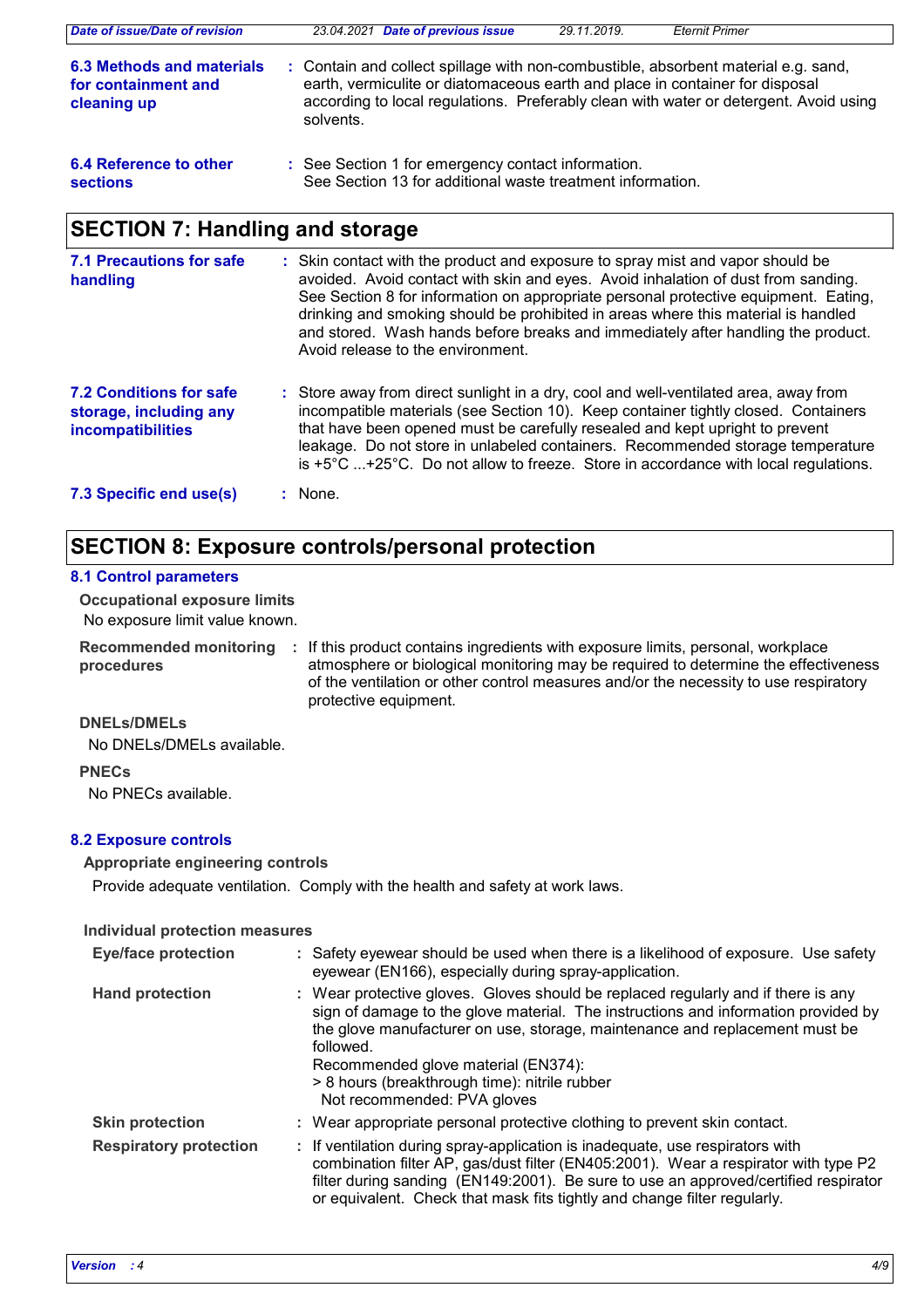**6.3 Methods and materials for containment and cleaning up** : Contain and collect spillage with non-combustible, absorbent material e.g. sand, earth, vermiculite or diatomaceous earth and place in container for disposal according to local regulations. Preferably clean with water or detergent. Avoid using solvents.

**6.4 Reference to other sections** : See Section 1 for emergency contact information.
See Section 13 for additional waste treatment information.

## SECTION 7: Handling and storage

**7.1 Precautions for safe handling** : Skin contact with the product and exposure to spray mist and vapor should be avoided. Avoid contact with skin and eyes. Avoid inhalation of dust from sanding. See Section 8 for information on appropriate personal protective equipment. Eating, drinking and smoking should be prohibited in areas where this material is handled and stored. Wash hands before breaks and immediately after handling the product. Avoid release to the environment.

**7.2 Conditions for safe storage, including any incompatibilities** : Store away from direct sunlight in a dry, cool and well-ventilated area, away from incompatible materials (see Section 10). Keep container tightly closed. Containers that have been opened must be carefully resealed and kept upright to prevent leakage. Do not store in unlabeled containers. Recommended storage temperature is +5°C ...+25°C. Do not allow to freeze. Store in accordance with local regulations.

**7.3 Specific end use(s)** : None.

## SECTION 8: Exposure controls/personal protection

### 8.1 Control parameters

**Occupational exposure limits**

No exposure limit value known.

**Recommended monitoring procedures** : If this product contains ingredients with exposure limits, personal, workplace atmosphere or biological monitoring may be required to determine the effectiveness of the ventilation or other control measures and/or the necessity to use respiratory protective equipment.

**DNELs/DMELs**

No DNELs/DMELs available.

**PNECs**

No PNECs available.

### 8.2 Exposure controls

**Appropriate engineering controls**

Provide adequate ventilation. Comply with the health and safety at work laws.

**Individual protection measures**

**Eye/face protection** : Safety eyewear should be used when there is a likelihood of exposure. Use safety eyewear (EN166), especially during spray-application.

**Hand protection** : Wear protective gloves. Gloves should be replaced regularly and if there is any sign of damage to the glove material. The instructions and information provided by the glove manufacturer on use, storage, maintenance and replacement must be followed.
Recommended glove material (EN374):
> 8 hours (breakthrough time): nitrile rubber
Not recommended: PVA gloves

**Skin protection** : Wear appropriate personal protective clothing to prevent skin contact.

**Respiratory protection** : If ventilation during spray-application is inadequate, use respirators with combination filter AP, gas/dust filter (EN405:2001). Wear a respirator with type P2 filter during sanding (EN149:2001). Be sure to use an approved/certified respirator or equivalent. Check that mask fits tightly and change filter regularly.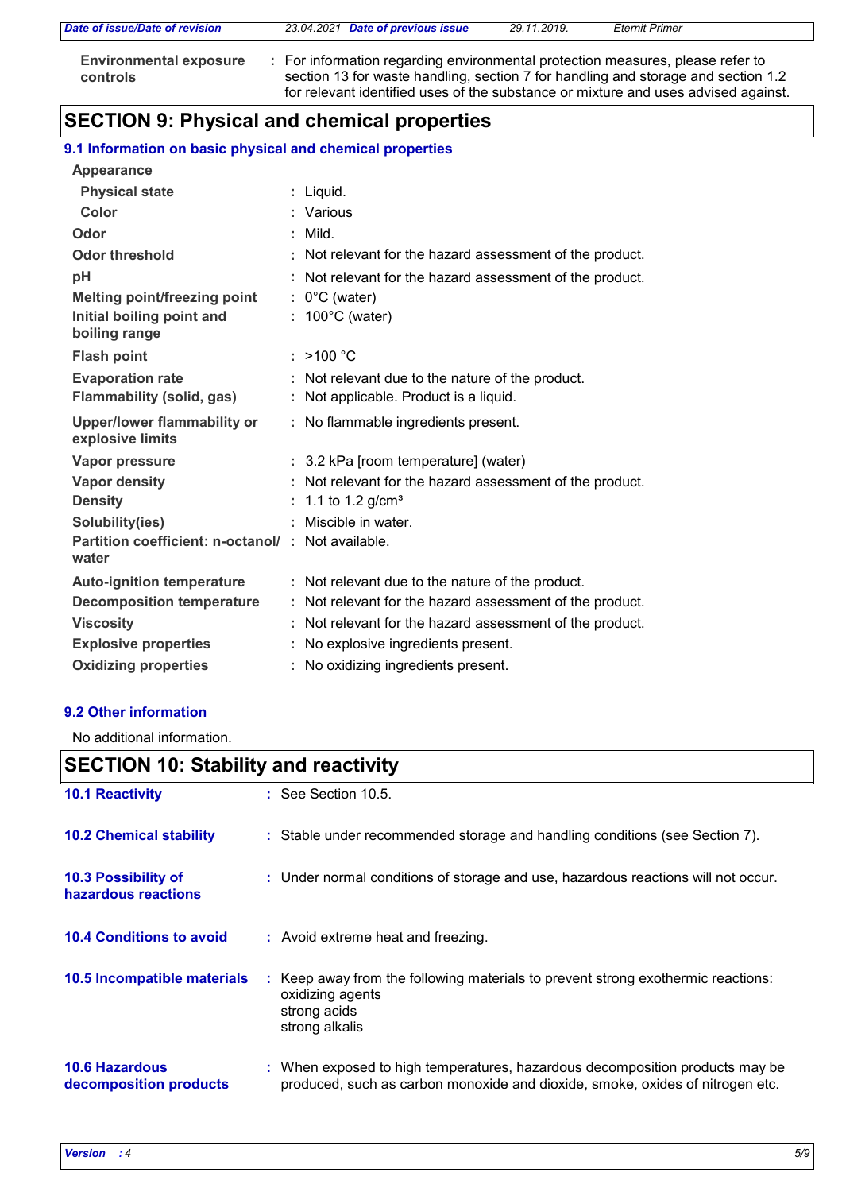| | |
|---|---|
| **Environmental exposure controls** | : For information regarding environmental protection measures, please refer to section 13 for waste handling, section 7 for handling and storage and section 1.2 for relevant identified uses of the substance or mixture and uses advised against. |

## SECTION 9: Physical and chemical properties

### 9.1 Information on basic physical and chemical properties

| | |
|---|---|
| **Appearance** | |
| **Physical state** | : Liquid. |
| **Color** | : Various |
| **Odor** | : Mild. |
| **Odor threshold** | : Not relevant for the hazard assessment of the product. |
| **pH** | : Not relevant for the hazard assessment of the product. |
| **Melting point/freezing point** | : 0°C (water) |
| **Initial boiling point and boiling range** | : 100°C (water) |
| **Flash point** | : >100 °C |
| **Evaporation rate** | : Not relevant due to the nature of the product. |
| **Flammability (solid, gas)** | : Not applicable. Product is a liquid. |
| **Upper/lower flammability or explosive limits** | : No flammable ingredients present. |
| **Vapor pressure** | : 3.2 kPa [room temperature] (water) |
| **Vapor density** | : Not relevant for the hazard assessment of the product. |
| **Density** | : 1.1 to 1.2 g/cm³ |
| **Solubility(ies)** | : Miscible in water. |
| **Partition coefficient: n-octanol/ water** | : Not available. |
| **Auto-ignition temperature** | : Not relevant due to the nature of the product. |
| **Decomposition temperature** | : Not relevant for the hazard assessment of the product. |
| **Viscosity** | : Not relevant for the hazard assessment of the product. |
| **Explosive properties** | : No explosive ingredients present. |
| **Oxidizing properties** | : No oxidizing ingredients present. |

### 9.2 Other information

No additional information.

## SECTION 10: Stability and reactivity

| | |
|---|---|
| **10.1 Reactivity** | : See Section 10.5. |
| **10.2 Chemical stability** | : Stable under recommended storage and handling conditions (see Section 7). |
| **10.3 Possibility of hazardous reactions** | : Under normal conditions of storage and use, hazardous reactions will not occur. |
| **10.4 Conditions to avoid** | : Avoid extreme heat and freezing. |
| **10.5 Incompatible materials** | : Keep away from the following materials to prevent strong exothermic reactions: oxidizing agents, strong acids, strong alkalis |
| **10.6 Hazardous decomposition products** | : When exposed to high temperatures, hazardous decomposition products may be produced, such as carbon monoxide and dioxide, smoke, oxides of nitrogen etc. |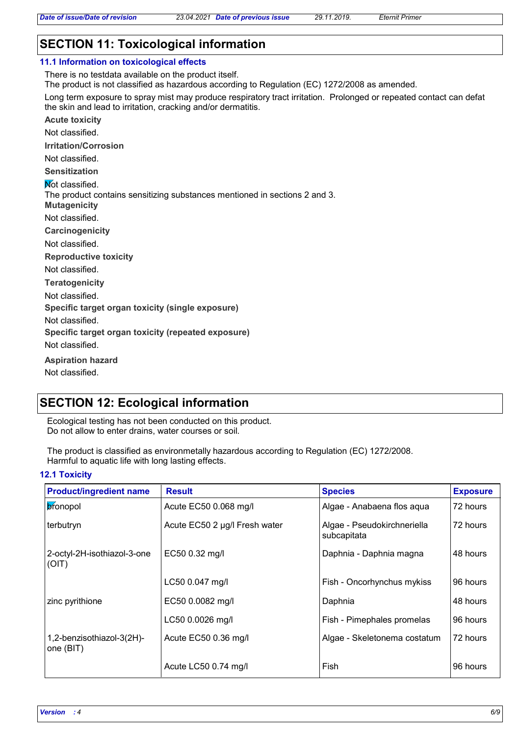## SECTION 11: Toxicological information

### 11.1 Information on toxicological effects

There is no testdata available on the product itself.
The product is not classified as hazardous according to Regulation (EC) 1272/2008 as amended.

Long term exposure to spray mist may produce respiratory tract irritation. Prolonged or repeated contact can defat the skin and lead to irritation, cracking and/or dermatitis.

**Acute toxicity**

Not classified.

**Irritation/Corrosion**

Not classified.

**Sensitization**

Not classified.
The product contains sensitizing substances mentioned in sections 2 and 3.

**Mutagenicity**

Not classified.

**Carcinogenicity**

Not classified.

**Reproductive toxicity**

Not classified.

**Teratogenicity**

Not classified.

**Specific target organ toxicity (single exposure)**

Not classified.

**Specific target organ toxicity (repeated exposure)**

Not classified.

**Aspiration hazard**

Not classified.

## SECTION 12: Ecological information

Ecological testing has not been conducted on this product.
Do not allow to enter drains, water courses or soil.

The product is classified as environmetally hazardous according to Regulation (EC) 1272/2008.
Harmful to aquatic life with long lasting effects.

### 12.1 Toxicity

| Product/ingredient name | Result | Species | Exposure |
|---|---|---|---|
| bronopol | Acute EC50 0.068 mg/l | Algae - Anabaena flos aqua | 72 hours |
| terbutryn | Acute EC50 2 µg/l Fresh water | Algae - Pseudokirchneriella subcapitata | 72 hours |
| 2-octyl-2H-isothiazol-3-one (OIT) | EC50 0.32 mg/l | Daphnia - Daphnia magna | 48 hours |
| | LC50 0.047 mg/l | Fish - Oncorhynchus mykiss | 96 hours |
| zinc pyrithione | EC50 0.0082 mg/l | Daphnia | 48 hours |
| | LC50 0.0026 mg/l | Fish - Pimephales promelas | 96 hours |
| 1,2-benzisothiazol-3(2H)-one (BIT) | Acute EC50 0.36 mg/l | Algae - Skeletonema costatum | 72 hours |
| | Acute LC50 0.74 mg/l | Fish | 96 hours |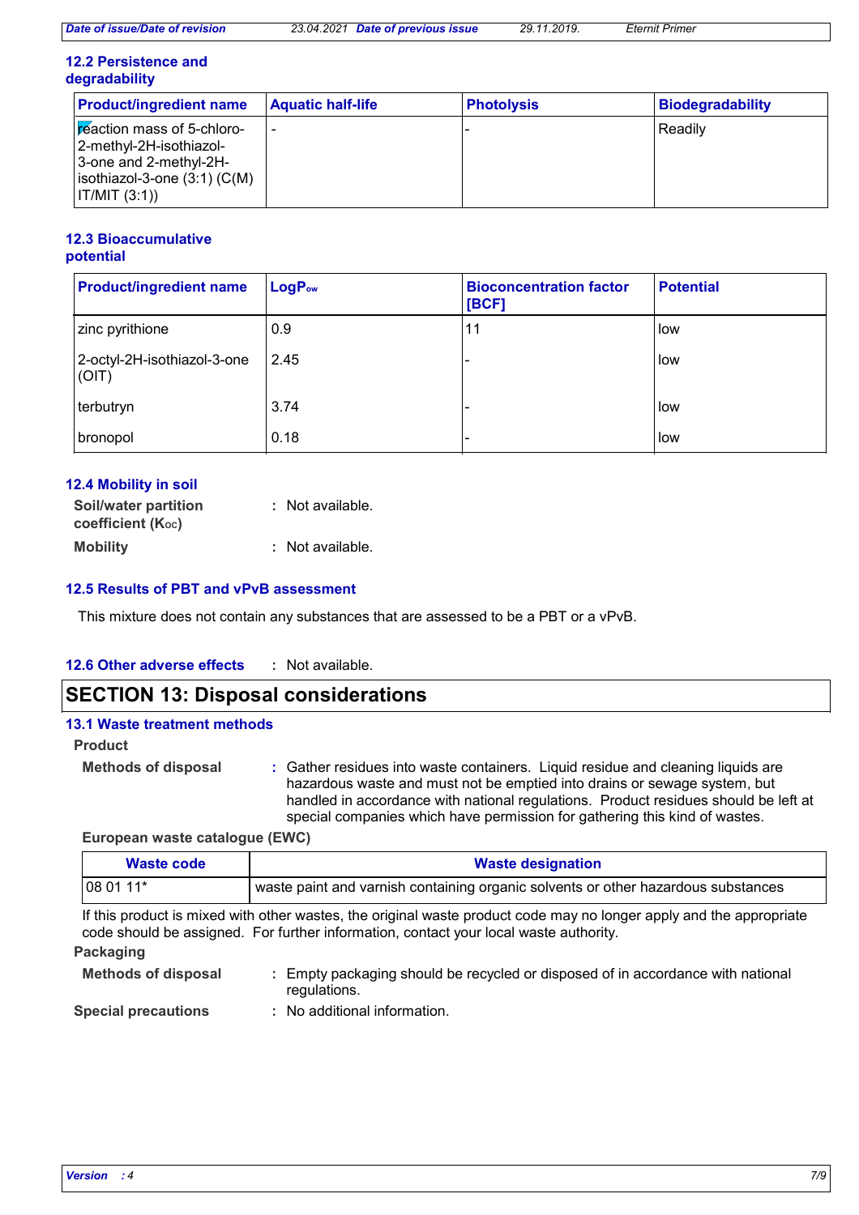### 12.2 Persistence and degradability

| Product/ingredient name | Aquatic half-life | Photolysis | Biodegradability |
|---|---|---|---|
| reaction mass of 5-chloro-2-methyl-2H-isothiazol-3-one and 2-methyl-2H-isothiazol-3-one (3:1) (C(M)IT/MIT (3:1)) | - | - | Readily |

### 12.3 Bioaccumulative potential

| Product/ingredient name | $LogP_{ow}$ | Bioconcentration factor [BCF] | Potential |
|---|---|---|---|
| zinc pyrithione | 0.9 | 11 | low |
| 2-octyl-2H-isothiazol-3-one (OIT) | 2.45 | - | low |
| terbutryn | 3.74 | - | low |
| bronopol | 0.18 | - | low |

### 12.4 Mobility in soil

**Soil/water partition coefficient ($K_{OC}$)** : Not available.

**Mobility** : Not available.

### 12.5 Results of PBT and vPvB assessment

This mixture does not contain any substances that are assessed to be a PBT or a vPvB.

### 12.6 Other adverse effects : Not available.

## SECTION 13: Disposal considerations

### 13.1 Waste treatment methods

**Product**

**Methods of disposal** : Gather residues into waste containers. Liquid residue and cleaning liquids are hazardous waste and must not be emptied into drains or sewage system, but handled in accordance with national regulations. Product residues should be left at special companies which have permission for gathering this kind of wastes.

**European waste catalogue (EWC)**

| Waste code | Waste designation |
|---|---|
| 08 01 11* | waste paint and varnish containing organic solvents or other hazardous substances |

If this product is mixed with other wastes, the original waste product code may no longer apply and the appropriate code should be assigned. For further information, contact your local waste authority.

**Packaging**

**Methods of disposal** : Empty packaging should be recycled or disposed of in accordance with national regulations.

**Special precautions** : No additional information.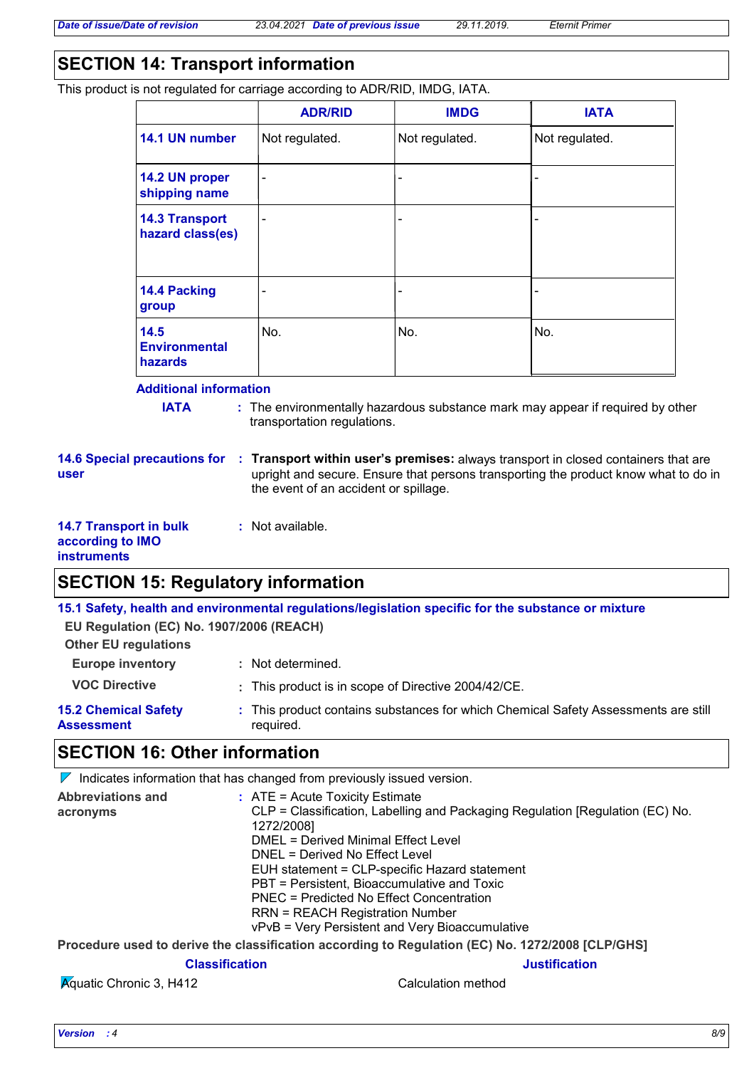## SECTION 14: Transport information

This product is not regulated for carriage according to ADR/RID, IMDG, IATA.

| | ADR/RID | IMDG | IATA |
|---|---|---|---|
| **14.1 UN number** | Not regulated. | Not regulated. | Not regulated. |
| **14.2 UN proper shipping name** | - | - | - |
| **14.3 Transport hazard class(es)** | - | - | - |
| **14.4 Packing group** | - | - | - |
| **14.5 Environmental hazards** | No. | No. | No. |

**Additional information**

**IATA** : The environmentally hazardous substance mark may appear if required by other transportation regulations.

**14.6 Special precautions for user** : **Transport within user's premises:** always transport in closed containers that are upright and secure. Ensure that persons transporting the product know what to do in the event of an accident or spillage.

**14.7 Transport in bulk according to IMO instruments** : Not available.

## SECTION 15: Regulatory information

**15.1 Safety, health and environmental regulations/legislation specific for the substance or mixture**

**EU Regulation (EC) No. 1907/2006 (REACH)**

**Other EU regulations**

**Europe inventory** : Not determined.

**VOC Directive** : This product is in scope of Directive 2004/42/CE.

**15.2 Chemical Safety Assessment** : This product contains substances for which Chemical Safety Assessments are still required.

## SECTION 16: Other information

Indicates information that has changed from previously issued version.

**Abbreviations and acronyms** :
ATE = Acute Toxicity Estimate
CLP = Classification, Labelling and Packaging Regulation [Regulation (EC) No. 1272/2008]
DMEL = Derived Minimal Effect Level
DNEL = Derived No Effect Level
EUH statement = CLP-specific Hazard statement
PBT = Persistent, Bioaccumulative and Toxic
PNEC = Predicted No Effect Concentration
RRN = REACH Registration Number
vPvB = Very Persistent and Very Bioaccumulative

**Procedure used to derive the classification according to Regulation (EC) No. 1272/2008 [CLP/GHS]**

| Classification | Justification |
|---|---|
| Aquatic Chronic 3, H412 | Calculation method |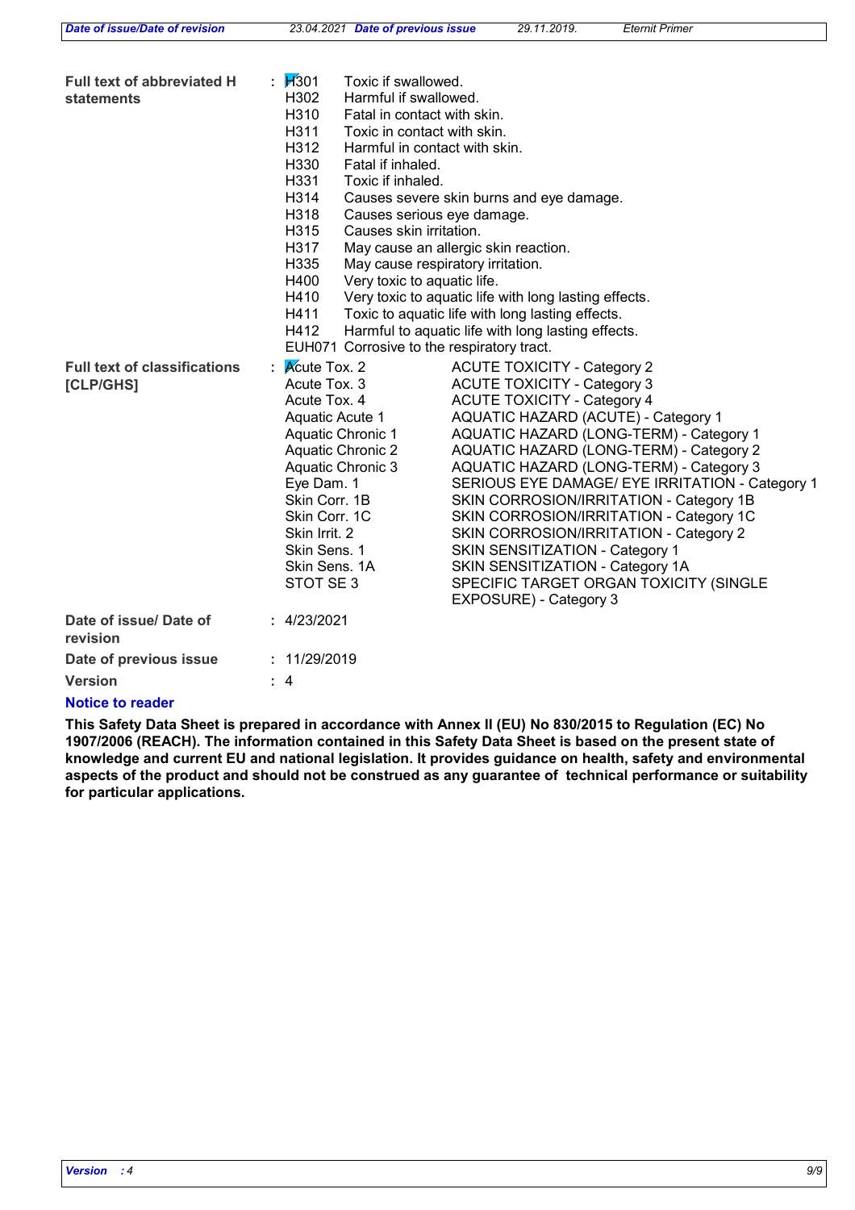**Full text of abbreviated H statements** :

| | |
|---|---|
| H301 | Toxic if swallowed. |
| H302 | Harmful if swallowed. |
| H310 | Fatal in contact with skin. |
| H311 | Toxic in contact with skin. |
| H312 | Harmful in contact with skin. |
| H330 | Fatal if inhaled. |
| H331 | Toxic if inhaled. |
| H314 | Causes severe skin burns and eye damage. |
| H318 | Causes serious eye damage. |
| H315 | Causes skin irritation. |
| H317 | May cause an allergic skin reaction. |
| H335 | May cause respiratory irritation. |
| H400 | Very toxic to aquatic life. |
| H410 | Very toxic to aquatic life with long lasting effects. |
| H411 | Toxic to aquatic life with long lasting effects. |
| H412 | Harmful to aquatic life with long lasting effects. |
| EUH071 | Corrosive to the respiratory tract. |

**Full text of classifications [CLP/GHS]** :

| | |
|---|---|
| Acute Tox. 2 | ACUTE TOXICITY - Category 2 |
| Acute Tox. 3 | ACUTE TOXICITY - Category 3 |
| Acute Tox. 4 | ACUTE TOXICITY - Category 4 |
| Aquatic Acute 1 | AQUATIC HAZARD (ACUTE) - Category 1 |
| Aquatic Chronic 1 | AQUATIC HAZARD (LONG-TERM) - Category 1 |
| Aquatic Chronic 2 | AQUATIC HAZARD (LONG-TERM) - Category 2 |
| Aquatic Chronic 3 | AQUATIC HAZARD (LONG-TERM) - Category 3 |
| Eye Dam. 1 | SERIOUS EYE DAMAGE/ EYE IRRITATION - Category 1 |
| Skin Corr. 1B | SKIN CORROSION/IRRITATION - Category 1B |
| Skin Corr. 1C | SKIN CORROSION/IRRITATION - Category 1C |
| Skin Irrit. 2 | SKIN CORROSION/IRRITATION - Category 2 |
| Skin Sens. 1 | SKIN SENSITIZATION - Category 1 |
| Skin Sens. 1A | SKIN SENSITIZATION - Category 1A |
| STOT SE 3 | SPECIFIC TARGET ORGAN TOXICITY (SINGLE EXPOSURE) - Category 3 |

**Date of issue/ Date of revision** : 4/23/2021

**Date of previous issue** : 11/29/2019

**Version** : 4

## Notice to reader

**This Safety Data Sheet is prepared in accordance with Annex II (EU) No 830/2015 to Regulation (EC) No 1907/2006 (REACH). The information contained in this Safety Data Sheet is based on the present state of knowledge and current EU and national legislation. It provides guidance on health, safety and environmental aspects of the product and should not be construed as any guarantee of technical performance or suitability for particular applications.**